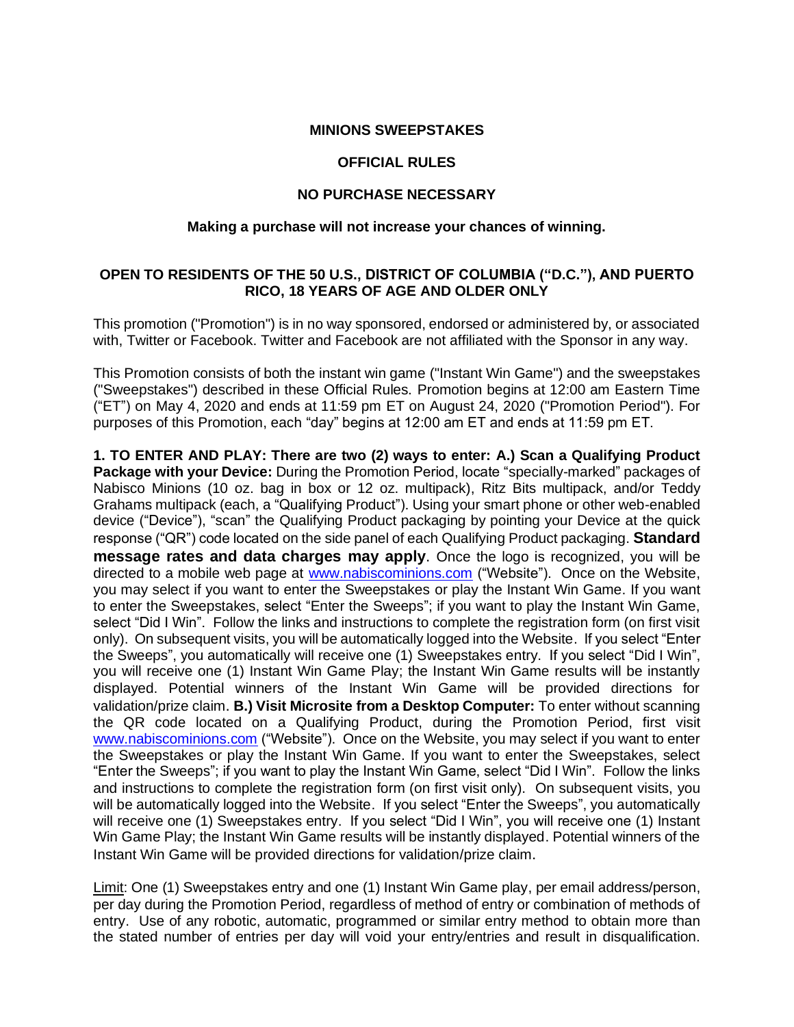**MINIONS SWEEPSTAKES**

**OFFICIAL RULES**

**NO PURCHASE NECESSARY**

**Making a purchase will not increase your chances of winning.**

**OPEN TO RESIDENTS OF THE 50 U.S., DISTRICT OF COLUMBIA ("D.C."), AND PUERTO RICO, 18 YEARS OF AGE AND OLDER ONLY**

This promotion ("Promotion") is in no way sponsored, endorsed or administered by, or associated with, Twitter or Facebook. Twitter and Facebook are not affiliated with the Sponsor in any way.

This Promotion consists of both the instant win game ("Instant Win Game") and the sweepstakes ("Sweepstakes") described in these Official Rules. Promotion begins at 12:00 am Eastern Time ("ET") on May 4, 2020 and ends at 11:59 pm ET on August 24, 2020 ("Promotion Period"). For purposes of this Promotion, each "day" begins at 12:00 am ET and ends at 11:59 pm ET.

**1. TO ENTER AND PLAY: There are two (2) ways to enter: A.) Scan a Qualifying Product Package with your Device:** During the Promotion Period, locate "specially-marked" packages of Nabisco Minions (10 oz. bag in box or 12 oz. multipack), Ritz Bits multipack, and/or Teddy Grahams multipack (each, a "Qualifying Product"). Using your smart phone or other web-enabled device ("Device"), "scan" the Qualifying Product packaging by pointing your Device at the quick response ("QR") code located on the side panel of each Qualifying Product packaging. **Standard message rates and data charges may apply**. Once the logo is recognized, you will be directed to a mobile web page at www.nabiscominions.com ("Website"). Once on the Website, you may select if you want to enter the Sweepstakes or play the Instant Win Game. If you want to enter the Sweepstakes, select "Enter the Sweeps"; if you want to play the Instant Win Game, select "Did I Win". Follow the links and instructions to complete the registration form (on first visit only). On subsequent visits, you will be automatically logged into the Website. If you select "Enter the Sweeps", you automatically will receive one (1) Sweepstakes entry. If you select "Did I Win", you will receive one (1) Instant Win Game Play; the Instant Win Game results will be instantly displayed. Potential winners of the Instant Win Game will be provided directions for validation/prize claim. **B.) Visit Microsite from a Desktop Computer:** To enter without scanning the QR code located on a Qualifying Product, during the Promotion Period, first visit www.nabiscominions.com ("Website"). Once on the Website, you may select if you want to enter the Sweepstakes or play the Instant Win Game. If you want to enter the Sweepstakes, select "Enter the Sweeps"; if you want to play the Instant Win Game, select "Did I Win". Follow the links and instructions to complete the registration form (on first visit only). On subsequent visits, you will be automatically logged into the Website. If you select "Enter the Sweeps", you automatically will receive one (1) Sweepstakes entry. If you select "Did I Win", you will receive one (1) Instant Win Game Play; the Instant Win Game results will be instantly displayed. Potential winners of the Instant Win Game will be provided directions for validation/prize claim.

Limit: One (1) Sweepstakes entry and one (1) Instant Win Game play, per email address/person, per day during the Promotion Period, regardless of method of entry or combination of methods of entry. Use of any robotic, automatic, programmed or similar entry method to obtain more than the stated number of entries per day will void your entry/entries and result in disqualification.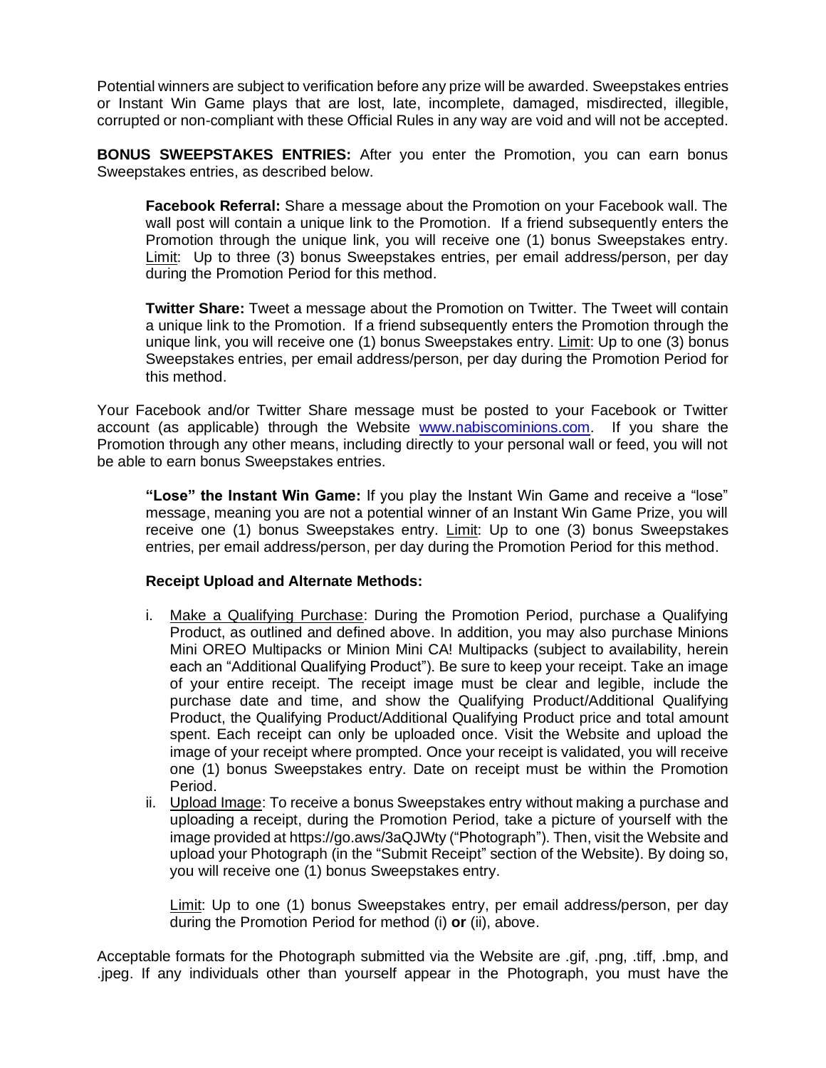Potential winners are subject to verification before any prize will be awarded. Sweepstakes entries or Instant Win Game plays that are lost, late, incomplete, damaged, misdirected, illegible, corrupted or non-compliant with these Official Rules in any way are void and will not be accepted.

**BONUS SWEEPSTAKES ENTRIES:** After you enter the Promotion, you can earn bonus Sweepstakes entries, as described below.

> **Facebook Referral:** Share a message about the Promotion on your Facebook wall. The wall post will contain a unique link to the Promotion. If a friend subsequently enters the Promotion through the unique link, you will receive one (1) bonus Sweepstakes entry. Limit: Up to three (3) bonus Sweepstakes entries, per email address/person, per day during the Promotion Period for this method.
>
> **Twitter Share:** Tweet a message about the Promotion on Twitter. The Tweet will contain a unique link to the Promotion. If a friend subsequently enters the Promotion through the unique link, you will receive one (1) bonus Sweepstakes entry. Limit: Up to one (3) bonus Sweepstakes entries, per email address/person, per day during the Promotion Period for this method.

Your Facebook and/or Twitter Share message must be posted to your Facebook or Twitter account (as applicable) through the Website www.nabiscominions.com. If you share the Promotion through any other means, including directly to your personal wall or feed, you will not be able to earn bonus Sweepstakes entries.

> **"Lose" the Instant Win Game:** If you play the Instant Win Game and receive a "lose" message, meaning you are not a potential winner of an Instant Win Game Prize, you will receive one (1) bonus Sweepstakes entry. Limit: Up to one (3) bonus Sweepstakes entries, per email address/person, per day during the Promotion Period for this method.
>
> **Receipt Upload and Alternate Methods:**
>
> i. Make a Qualifying Purchase: During the Promotion Period, purchase a Qualifying Product, as outlined and defined above. In addition, you may also purchase Minions Mini OREO Multipacks or Minion Mini CA! Multipacks (subject to availability, herein each an "Additional Qualifying Product"). Be sure to keep your receipt. Take an image of your entire receipt. The receipt image must be clear and legible, include the purchase date and time, and show the Qualifying Product/Additional Qualifying Product, the Qualifying Product/Additional Qualifying Product price and total amount spent. Each receipt can only be uploaded once. Visit the Website and upload the image of your receipt where prompted. Once your receipt is validated, you will receive one (1) bonus Sweepstakes entry. Date on receipt must be within the Promotion Period.
>
> ii. Upload Image: To receive a bonus Sweepstakes entry without making a purchase and uploading a receipt, during the Promotion Period, take a picture of yourself with the image provided at https://go.aws/3aQJWty ("Photograph"). Then, visit the Website and upload your Photograph (in the "Submit Receipt" section of the Website). By doing so, you will receive one (1) bonus Sweepstakes entry.
>
> Limit: Up to one (1) bonus Sweepstakes entry, per email address/person, per day during the Promotion Period for method (i) **or** (ii), above.

Acceptable formats for the Photograph submitted via the Website are .gif, .png, .tiff, .bmp, and .jpeg. If any individuals other than yourself appear in the Photograph, you must have the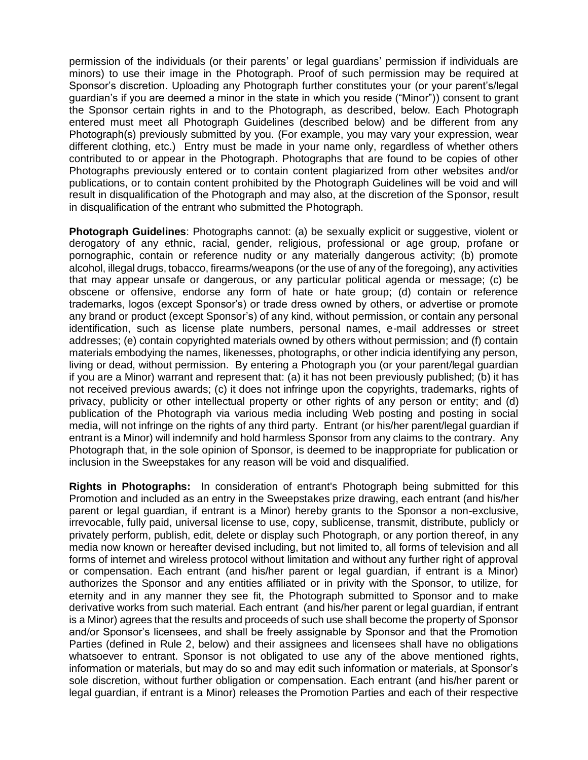permission of the individuals (or their parents' or legal guardians' permission if individuals are minors) to use their image in the Photograph. Proof of such permission may be required at Sponsor's discretion. Uploading any Photograph further constitutes your (or your parent's/legal guardian's if you are deemed a minor in the state in which you reside ("Minor")) consent to grant the Sponsor certain rights in and to the Photograph, as described, below. Each Photograph entered must meet all Photograph Guidelines (described below) and be different from any Photograph(s) previously submitted by you. (For example, you may vary your expression, wear different clothing, etc.) Entry must be made in your name only, regardless of whether others contributed to or appear in the Photograph. Photographs that are found to be copies of other Photographs previously entered or to contain content plagiarized from other websites and/or publications, or to contain content prohibited by the Photograph Guidelines will be void and will result in disqualification of the Photograph and may also, at the discretion of the Sponsor, result in disqualification of the entrant who submitted the Photograph.

**Photograph Guidelines**: Photographs cannot: (a) be sexually explicit or suggestive, violent or derogatory of any ethnic, racial, gender, religious, professional or age group, profane or pornographic, contain or reference nudity or any materially dangerous activity; (b) promote alcohol, illegal drugs, tobacco, firearms/weapons (or the use of any of the foregoing), any activities that may appear unsafe or dangerous, or any particular political agenda or message; (c) be obscene or offensive, endorse any form of hate or hate group; (d) contain or reference trademarks, logos (except Sponsor's) or trade dress owned by others, or advertise or promote any brand or product (except Sponsor's) of any kind, without permission, or contain any personal identification, such as license plate numbers, personal names, e-mail addresses or street addresses; (e) contain copyrighted materials owned by others without permission; and (f) contain materials embodying the names, likenesses, photographs, or other indicia identifying any person, living or dead, without permission. By entering a Photograph you (or your parent/legal guardian if you are a Minor) warrant and represent that: (a) it has not been previously published; (b) it has not received previous awards; (c) it does not infringe upon the copyrights, trademarks, rights of privacy, publicity or other intellectual property or other rights of any person or entity; and (d) publication of the Photograph via various media including Web posting and posting in social media, will not infringe on the rights of any third party. Entrant (or his/her parent/legal guardian if entrant is a Minor) will indemnify and hold harmless Sponsor from any claims to the contrary. Any Photograph that, in the sole opinion of Sponsor, is deemed to be inappropriate for publication or inclusion in the Sweepstakes for any reason will be void and disqualified.

**Rights in Photographs:** In consideration of entrant's Photograph being submitted for this Promotion and included as an entry in the Sweepstakes prize drawing, each entrant (and his/her parent or legal guardian, if entrant is a Minor) hereby grants to the Sponsor a non-exclusive, irrevocable, fully paid, universal license to use, copy, sublicense, transmit, distribute, publicly or privately perform, publish, edit, delete or display such Photograph, or any portion thereof, in any media now known or hereafter devised including, but not limited to, all forms of television and all forms of internet and wireless protocol without limitation and without any further right of approval or compensation. Each entrant (and his/her parent or legal guardian, if entrant is a Minor) authorizes the Sponsor and any entities affiliated or in privity with the Sponsor, to utilize, for eternity and in any manner they see fit, the Photograph submitted to Sponsor and to make derivative works from such material. Each entrant (and his/her parent or legal guardian, if entrant is a Minor) agrees that the results and proceeds of such use shall become the property of Sponsor and/or Sponsor's licensees, and shall be freely assignable by Sponsor and that the Promotion Parties (defined in Rule 2, below) and their assignees and licensees shall have no obligations whatsoever to entrant. Sponsor is not obligated to use any of the above mentioned rights, information or materials, but may do so and may edit such information or materials, at Sponsor's sole discretion, without further obligation or compensation. Each entrant (and his/her parent or legal guardian, if entrant is a Minor) releases the Promotion Parties and each of their respective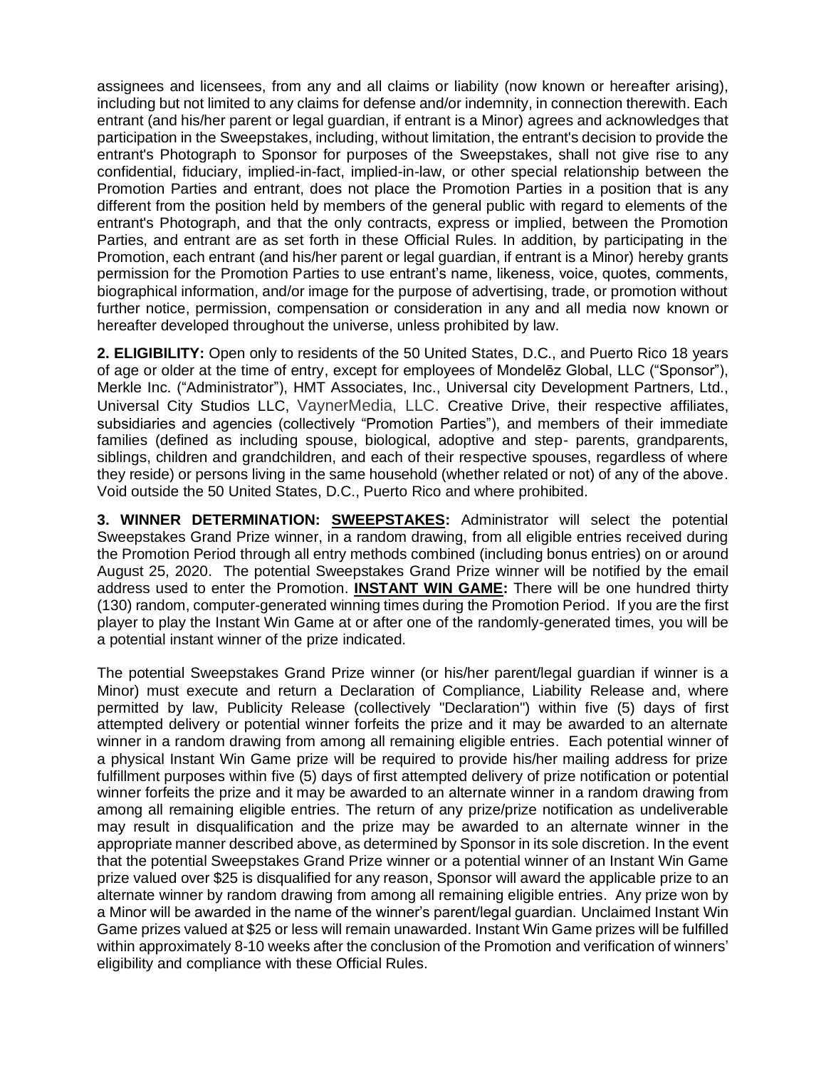assignees and licensees, from any and all claims or liability (now known or hereafter arising), including but not limited to any claims for defense and/or indemnity, in connection therewith. Each entrant (and his/her parent or legal guardian, if entrant is a Minor) agrees and acknowledges that participation in the Sweepstakes, including, without limitation, the entrant's decision to provide the entrant's Photograph to Sponsor for purposes of the Sweepstakes, shall not give rise to any confidential, fiduciary, implied-in-fact, implied-in-law, or other special relationship between the Promotion Parties and entrant, does not place the Promotion Parties in a position that is any different from the position held by members of the general public with regard to elements of the entrant's Photograph, and that the only contracts, express or implied, between the Promotion Parties, and entrant are as set forth in these Official Rules. In addition, by participating in the Promotion, each entrant (and his/her parent or legal guardian, if entrant is a Minor) hereby grants permission for the Promotion Parties to use entrant's name, likeness, voice, quotes, comments, biographical information, and/or image for the purpose of advertising, trade, or promotion without further notice, permission, compensation or consideration in any and all media now known or hereafter developed throughout the universe, unless prohibited by law.

**2. ELIGIBILITY:** Open only to residents of the 50 United States, D.C., and Puerto Rico 18 years of age or older at the time of entry, except for employees of Mondelēz Global, LLC ("Sponsor"), Merkle Inc. ("Administrator"), HMT Associates, Inc., Universal city Development Partners, Ltd., Universal City Studios LLC, VaynerMedia, LLC. Creative Drive, their respective affiliates, subsidiaries and agencies (collectively "Promotion Parties"), and members of their immediate families (defined as including spouse, biological, adoptive and step- parents, grandparents, siblings, children and grandchildren, and each of their respective spouses, regardless of where they reside) or persons living in the same household (whether related or not) of any of the above. Void outside the 50 United States, D.C., Puerto Rico and where prohibited.

**3. WINNER DETERMINATION: <u>SWEEPSTAKES</u>:** Administrator will select the potential Sweepstakes Grand Prize winner, in a random drawing, from all eligible entries received during the Promotion Period through all entry methods combined (including bonus entries) on or around August 25, 2020. The potential Sweepstakes Grand Prize winner will be notified by the email address used to enter the Promotion. **<u>INSTANT WIN GAME</u>:** There will be one hundred thirty (130) random, computer-generated winning times during the Promotion Period. If you are the first player to play the Instant Win Game at or after one of the randomly-generated times, you will be a potential instant winner of the prize indicated.

The potential Sweepstakes Grand Prize winner (or his/her parent/legal guardian if winner is a Minor) must execute and return a Declaration of Compliance, Liability Release and, where permitted by law, Publicity Release (collectively "Declaration") within five (5) days of first attempted delivery or potential winner forfeits the prize and it may be awarded to an alternate winner in a random drawing from among all remaining eligible entries. Each potential winner of a physical Instant Win Game prize will be required to provide his/her mailing address for prize fulfillment purposes within five (5) days of first attempted delivery of prize notification or potential winner forfeits the prize and it may be awarded to an alternate winner in a random drawing from among all remaining eligible entries. The return of any prize/prize notification as undeliverable may result in disqualification and the prize may be awarded to an alternate winner in the appropriate manner described above, as determined by Sponsor in its sole discretion. In the event that the potential Sweepstakes Grand Prize winner or a potential winner of an Instant Win Game prize valued over $25 is disqualified for any reason, Sponsor will award the applicable prize to an alternate winner by random drawing from among all remaining eligible entries. Any prize won by a Minor will be awarded in the name of the winner's parent/legal guardian. Unclaimed Instant Win Game prizes valued at $25 or less will remain unawarded. Instant Win Game prizes will be fulfilled within approximately 8-10 weeks after the conclusion of the Promotion and verification of winners' eligibility and compliance with these Official Rules.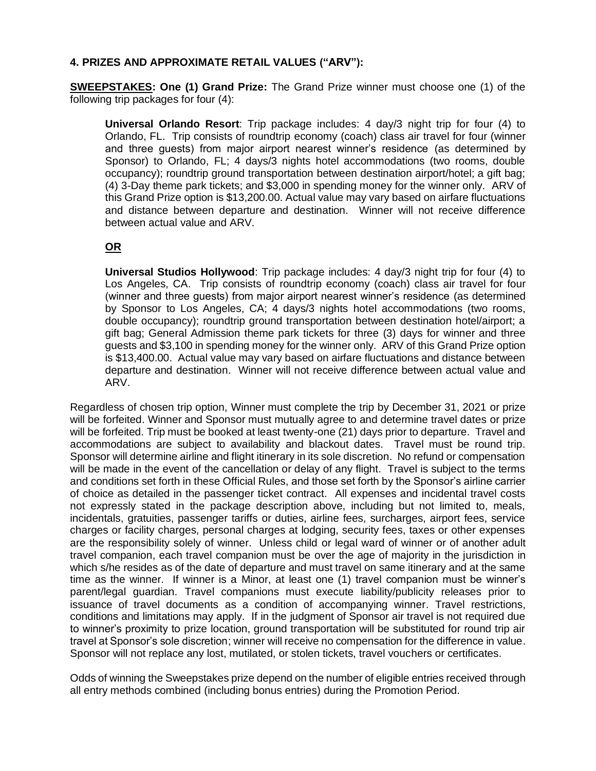## 4. PRIZES AND APPROXIMATE RETAIL VALUES ("ARV"):

**<u>SWEEPSTAKES</u>: One (1) Grand Prize:** The Grand Prize winner must choose one (1) of the following trip packages for four (4):

> **Universal Orlando Resort**: Trip package includes: 4 day/3 night trip for four (4) to Orlando, FL. Trip consists of roundtrip economy (coach) class air travel for four (winner and three guests) from major airport nearest winner's residence (as determined by Sponsor) to Orlando, FL; 4 days/3 nights hotel accommodations (two rooms, double occupancy); roundtrip ground transportation between destination airport/hotel; a gift bag; (4) 3-Day theme park tickets; and $3,000 in spending money for the winner only. ARV of this Grand Prize option is $13,200.00. Actual value may vary based on airfare fluctuations and distance between departure and destination. Winner will not receive difference between actual value and ARV.
>
> **<u>OR</u>**
>
> **Universal Studios Hollywood**: Trip package includes: 4 day/3 night trip for four (4) to Los Angeles, CA. Trip consists of roundtrip economy (coach) class air travel for four (winner and three guests) from major airport nearest winner's residence (as determined by Sponsor to Los Angeles, CA; 4 days/3 nights hotel accommodations (two rooms, double occupancy); roundtrip ground transportation between destination hotel/airport; a gift bag; General Admission theme park tickets for three (3) days for winner and three guests and $3,100 in spending money for the winner only. ARV of this Grand Prize option is $13,400.00. Actual value may vary based on airfare fluctuations and distance between departure and destination. Winner will not receive difference between actual value and ARV.

Regardless of chosen trip option, Winner must complete the trip by December 31, 2021 or prize will be forfeited. Winner and Sponsor must mutually agree to and determine travel dates or prize will be forfeited. Trip must be booked at least twenty-one (21) days prior to departure. Travel and accommodations are subject to availability and blackout dates. Travel must be round trip. Sponsor will determine airline and flight itinerary in its sole discretion. No refund or compensation will be made in the event of the cancellation or delay of any flight. Travel is subject to the terms and conditions set forth in these Official Rules, and those set forth by the Sponsor's airline carrier of choice as detailed in the passenger ticket contract. All expenses and incidental travel costs not expressly stated in the package description above, including but not limited to, meals, incidentals, gratuities, passenger tariffs or duties, airline fees, surcharges, airport fees, service charges or facility charges, personal charges at lodging, security fees, taxes or other expenses are the responsibility solely of winner. Unless child or legal ward of winner or of another adult travel companion, each travel companion must be over the age of majority in the jurisdiction in which s/he resides as of the date of departure and must travel on same itinerary and at the same time as the winner. If winner is a Minor, at least one (1) travel companion must be winner's parent/legal guardian. Travel companions must execute liability/publicity releases prior to issuance of travel documents as a condition of accompanying winner. Travel restrictions, conditions and limitations may apply. If in the judgment of Sponsor air travel is not required due to winner's proximity to prize location, ground transportation will be substituted for round trip air travel at Sponsor's sole discretion; winner will receive no compensation for the difference in value. Sponsor will not replace any lost, mutilated, or stolen tickets, travel vouchers or certificates.

Odds of winning the Sweepstakes prize depend on the number of eligible entries received through all entry methods combined (including bonus entries) during the Promotion Period.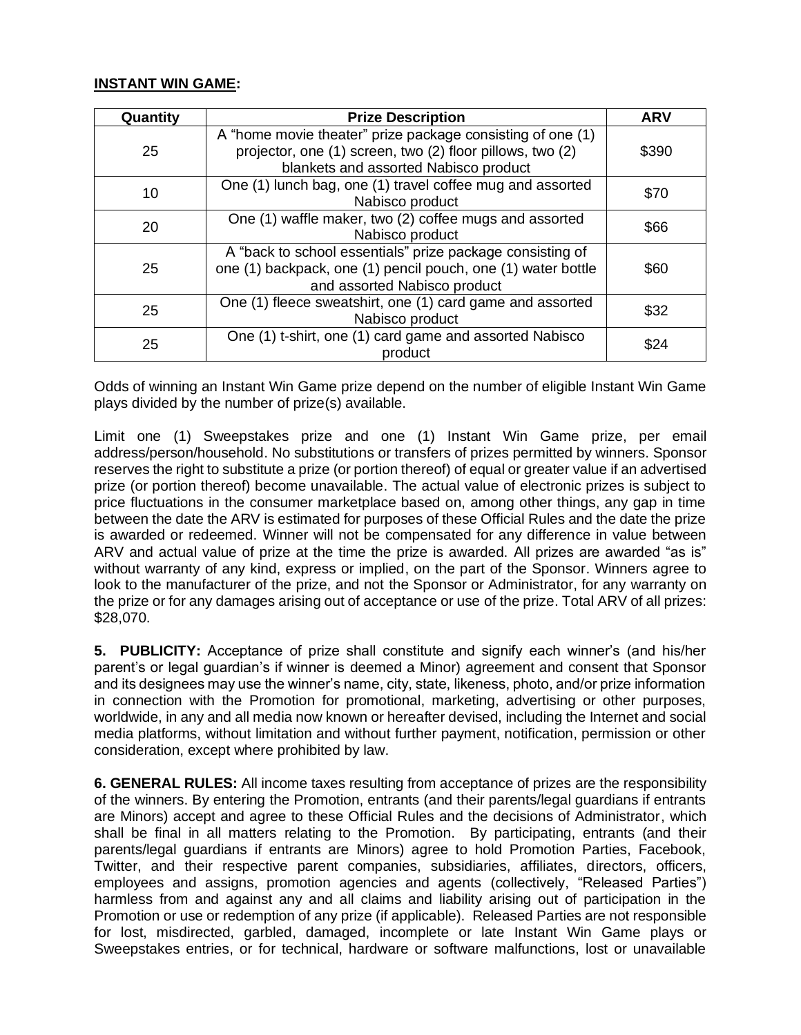**INSTANT WIN GAME:**

| Quantity | Prize Description | ARV |
|---|---|---|
| 25 | A "home movie theater" prize package consisting of one (1) projector, one (1) screen, two (2) floor pillows, two (2) blankets and assorted Nabisco product | $390 |
| 10 | One (1) lunch bag, one (1) travel coffee mug and assorted Nabisco product | $70 |
| 20 | One (1) waffle maker, two (2) coffee mugs and assorted Nabisco product | $66 |
| 25 | A "back to school essentials" prize package consisting of one (1) backpack, one (1) pencil pouch, one (1) water bottle and assorted Nabisco product | $60 |
| 25 | One (1) fleece sweatshirt, one (1) card game and assorted Nabisco product | $32 |
| 25 | One (1) t-shirt, one (1) card game and assorted Nabisco product | $24 |

Odds of winning an Instant Win Game prize depend on the number of eligible Instant Win Game plays divided by the number of prize(s) available.

Limit one (1) Sweepstakes prize and one (1) Instant Win Game prize, per email address/person/household. No substitutions or transfers of prizes permitted by winners. Sponsor reserves the right to substitute a prize (or portion thereof) of equal or greater value if an advertised prize (or portion thereof) become unavailable. The actual value of electronic prizes is subject to price fluctuations in the consumer marketplace based on, among other things, any gap in time between the date the ARV is estimated for purposes of these Official Rules and the date the prize is awarded or redeemed. Winner will not be compensated for any difference in value between ARV and actual value of prize at the time the prize is awarded. All prizes are awarded "as is" without warranty of any kind, express or implied, on the part of the Sponsor. Winners agree to look to the manufacturer of the prize, and not the Sponsor or Administrator, for any warranty on the prize or for any damages arising out of acceptance or use of the prize. Total ARV of all prizes: $28,070.

**5. PUBLICITY:** Acceptance of prize shall constitute and signify each winner's (and his/her parent's or legal guardian's if winner is deemed a Minor) agreement and consent that Sponsor and its designees may use the winner's name, city, state, likeness, photo, and/or prize information in connection with the Promotion for promotional, marketing, advertising or other purposes, worldwide, in any and all media now known or hereafter devised, including the Internet and social media platforms, without limitation and without further payment, notification, permission or other consideration, except where prohibited by law.

**6. GENERAL RULES:** All income taxes resulting from acceptance of prizes are the responsibility of the winners. By entering the Promotion, entrants (and their parents/legal guardians if entrants are Minors) accept and agree to these Official Rules and the decisions of Administrator, which shall be final in all matters relating to the Promotion. By participating, entrants (and their parents/legal guardians if entrants are Minors) agree to hold Promotion Parties, Facebook, Twitter, and their respective parent companies, subsidiaries, affiliates, directors, officers, employees and assigns, promotion agencies and agents (collectively, "Released Parties") harmless from and against any and all claims and liability arising out of participation in the Promotion or use or redemption of any prize (if applicable). Released Parties are not responsible for lost, misdirected, garbled, damaged, incomplete or late Instant Win Game plays or Sweepstakes entries, or for technical, hardware or software malfunctions, lost or unavailable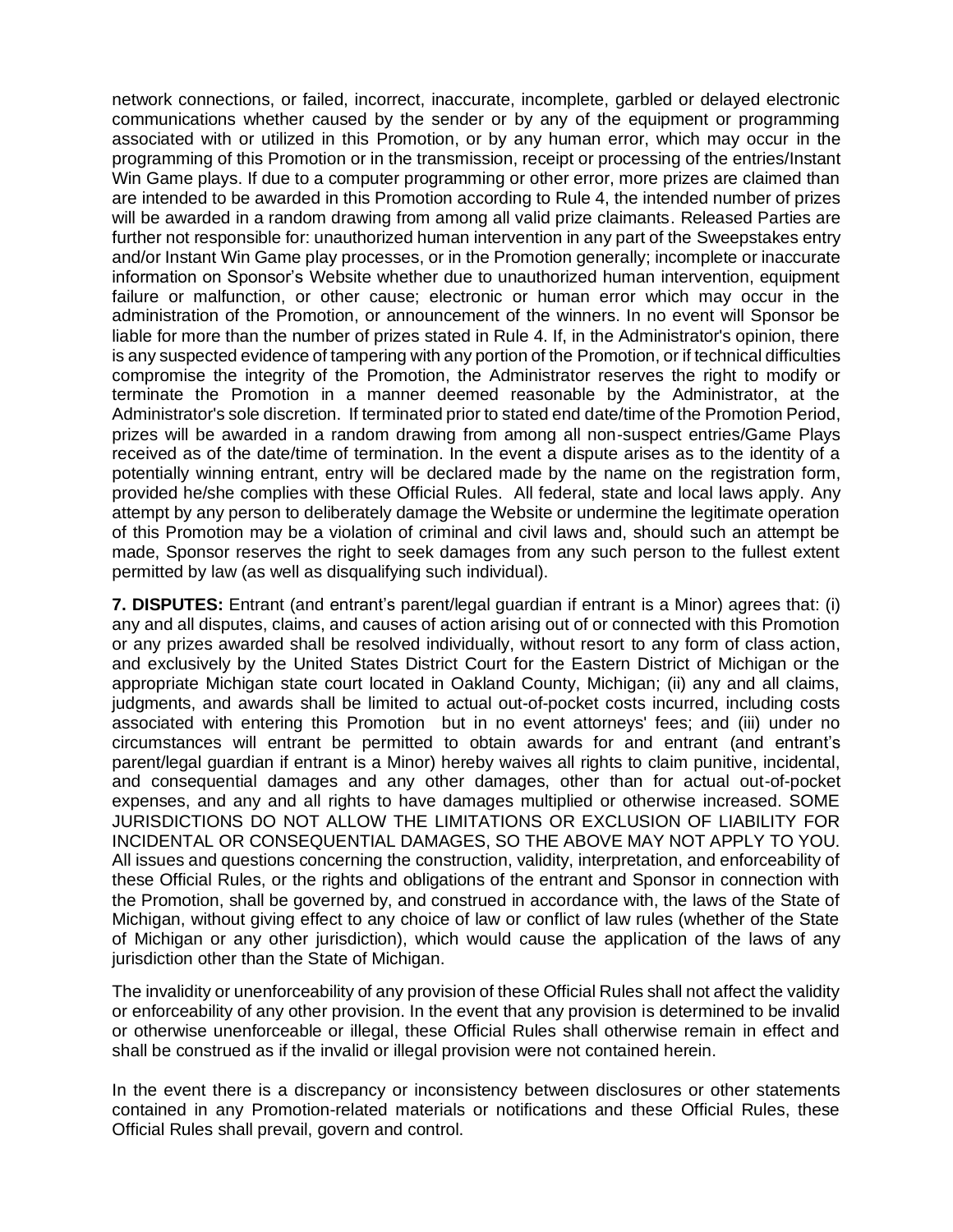network connections, or failed, incorrect, inaccurate, incomplete, garbled or delayed electronic communications whether caused by the sender or by any of the equipment or programming associated with or utilized in this Promotion, or by any human error, which may occur in the programming of this Promotion or in the transmission, receipt or processing of the entries/Instant Win Game plays. If due to a computer programming or other error, more prizes are claimed than are intended to be awarded in this Promotion according to Rule 4, the intended number of prizes will be awarded in a random drawing from among all valid prize claimants. Released Parties are further not responsible for: unauthorized human intervention in any part of the Sweepstakes entry and/or Instant Win Game play processes, or in the Promotion generally; incomplete or inaccurate information on Sponsor's Website whether due to unauthorized human intervention, equipment failure or malfunction, or other cause; electronic or human error which may occur in the administration of the Promotion, or announcement of the winners. In no event will Sponsor be liable for more than the number of prizes stated in Rule 4. If, in the Administrator's opinion, there is any suspected evidence of tampering with any portion of the Promotion, or if technical difficulties compromise the integrity of the Promotion, the Administrator reserves the right to modify or terminate the Promotion in a manner deemed reasonable by the Administrator, at the Administrator's sole discretion. If terminated prior to stated end date/time of the Promotion Period, prizes will be awarded in a random drawing from among all non-suspect entries/Game Plays received as of the date/time of termination. In the event a dispute arises as to the identity of a potentially winning entrant, entry will be declared made by the name on the registration form, provided he/she complies with these Official Rules. All federal, state and local laws apply. Any attempt by any person to deliberately damage the Website or undermine the legitimate operation of this Promotion may be a violation of criminal and civil laws and, should such an attempt be made, Sponsor reserves the right to seek damages from any such person to the fullest extent permitted by law (as well as disqualifying such individual).

**7. DISPUTES:** Entrant (and entrant's parent/legal guardian if entrant is a Minor) agrees that: (i) any and all disputes, claims, and causes of action arising out of or connected with this Promotion or any prizes awarded shall be resolved individually, without resort to any form of class action, and exclusively by the United States District Court for the Eastern District of Michigan or the appropriate Michigan state court located in Oakland County, Michigan; (ii) any and all claims, judgments, and awards shall be limited to actual out-of-pocket costs incurred, including costs associated with entering this Promotion but in no event attorneys' fees; and (iii) under no circumstances will entrant be permitted to obtain awards for and entrant (and entrant's parent/legal guardian if entrant is a Minor) hereby waives all rights to claim punitive, incidental, and consequential damages and any other damages, other than for actual out-of-pocket expenses, and any and all rights to have damages multiplied or otherwise increased. SOME JURISDICTIONS DO NOT ALLOW THE LIMITATIONS OR EXCLUSION OF LIABILITY FOR INCIDENTAL OR CONSEQUENTIAL DAMAGES, SO THE ABOVE MAY NOT APPLY TO YOU. All issues and questions concerning the construction, validity, interpretation, and enforceability of these Official Rules, or the rights and obligations of the entrant and Sponsor in connection with the Promotion, shall be governed by, and construed in accordance with, the laws of the State of Michigan, without giving effect to any choice of law or conflict of law rules (whether of the State of Michigan or any other jurisdiction), which would cause the application of the laws of any jurisdiction other than the State of Michigan.

The invalidity or unenforceability of any provision of these Official Rules shall not affect the validity or enforceability of any other provision. In the event that any provision is determined to be invalid or otherwise unenforceable or illegal, these Official Rules shall otherwise remain in effect and shall be construed as if the invalid or illegal provision were not contained herein.

In the event there is a discrepancy or inconsistency between disclosures or other statements contained in any Promotion-related materials or notifications and these Official Rules, these Official Rules shall prevail, govern and control.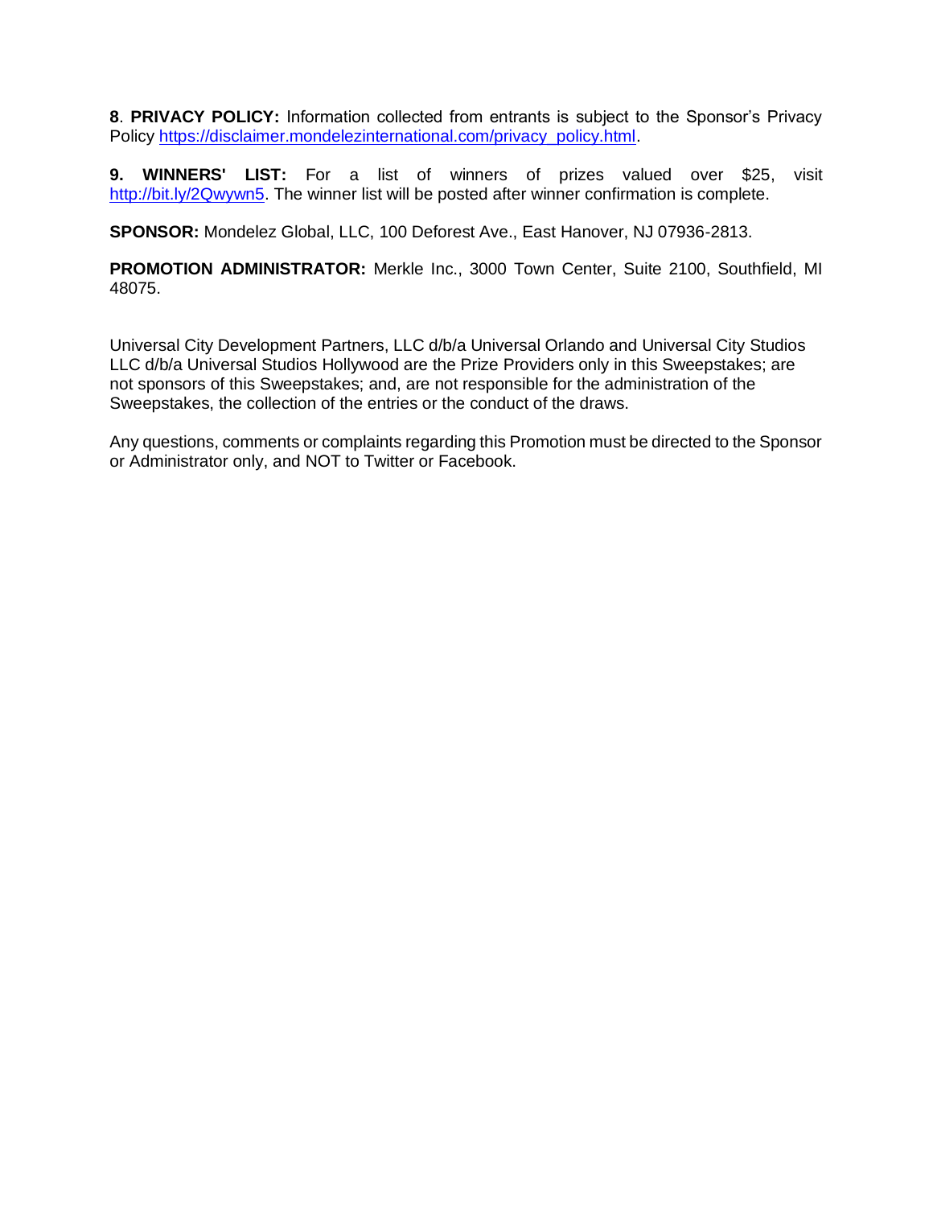**8**. **PRIVACY POLICY:** Information collected from entrants is subject to the Sponsor's Privacy Policy https://disclaimer.mondelezinternational.com/privacy_policy.html.

**9. WINNERS' LIST:** For a list of winners of prizes valued over $25, visit http://bit.ly/2Qwywn5. The winner list will be posted after winner confirmation is complete.

**SPONSOR:** Mondelez Global, LLC, 100 Deforest Ave., East Hanover, NJ 07936-2813.

**PROMOTION ADMINISTRATOR:** Merkle Inc., 3000 Town Center, Suite 2100, Southfield, MI 48075.

Universal City Development Partners, LLC d/b/a Universal Orlando and Universal City Studios LLC d/b/a Universal Studios Hollywood are the Prize Providers only in this Sweepstakes; are not sponsors of this Sweepstakes; and, are not responsible for the administration of the Sweepstakes, the collection of the entries or the conduct of the draws.

Any questions, comments or complaints regarding this Promotion must be directed to the Sponsor or Administrator only, and NOT to Twitter or Facebook.